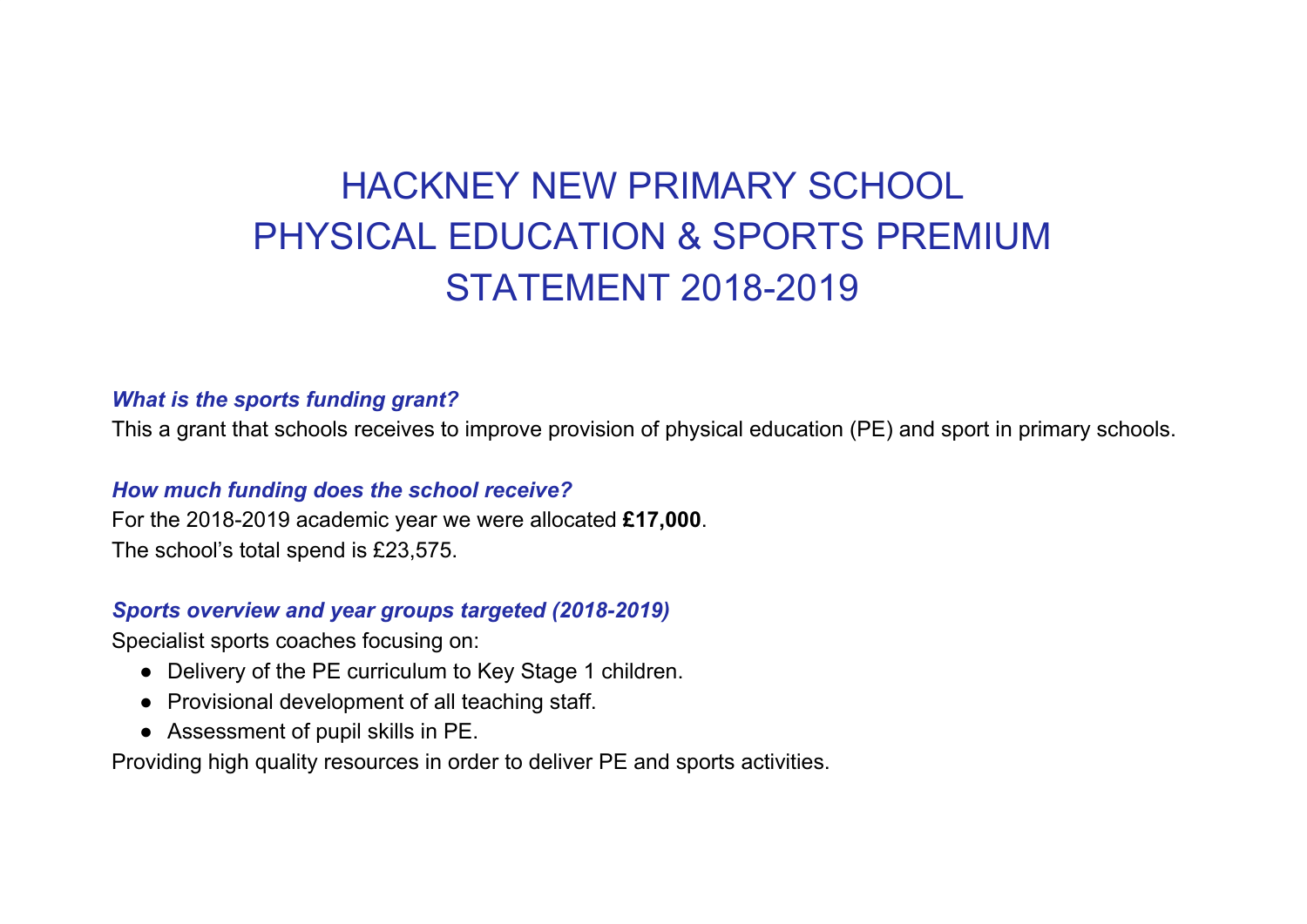# HACKNEY NEW PRIMARY SCHOOL
# PHYSICAL EDUCATION & SPORTS PREMIUM
# STATEMENT 2018-2019

### *What is the sports funding grant?*

This a grant that schools receives to improve provision of physical education (PE) and sport in primary schools.

### *How much funding does the school receive?*

For the 2018-2019 academic year we were allocated **£17,000**.
The school's total spend is £23,575.

### *Sports overview and year groups targeted (2018-2019)*

Specialist sports coaches focusing on:

- Delivery of the PE curriculum to Key Stage 1 children.
- Provisional development of all teaching staff.
- Assessment of pupil skills in PE.

Providing high quality resources in order to deliver PE and sports activities.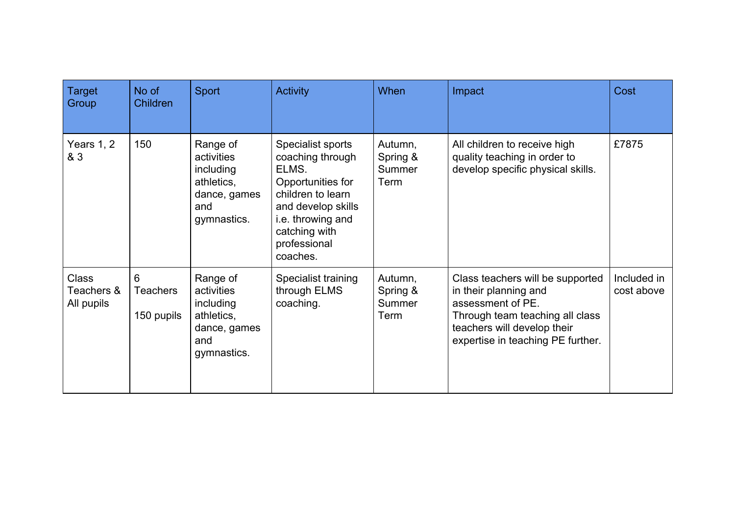| Target Group | No of Children | Sport | Activity | When | Impact | Cost |
|---|---|---|---|---|---|---|
| Years 1, 2 & 3 | 150 | Range of activities including athletics, dance, games and gymnastics. | Specialist sports coaching through ELMS. Opportunities for children to learn and develop skills i.e. throwing and catching with professional coaches. | Autumn, Spring & Summer Term | All children to receive high quality teaching in order to develop specific physical skills. | £7875 |
| Class Teachers & All pupils | 6 Teachers<br><br>150 pupils | Range of activities including athletics, dance, games and gymnastics. | Specialist training through ELMS coaching. | Autumn, Spring & Summer Term | Class teachers will be supported in their planning and assessment of PE.<br>Through team teaching all class teachers will develop their expertise in teaching PE further. | Included in cost above |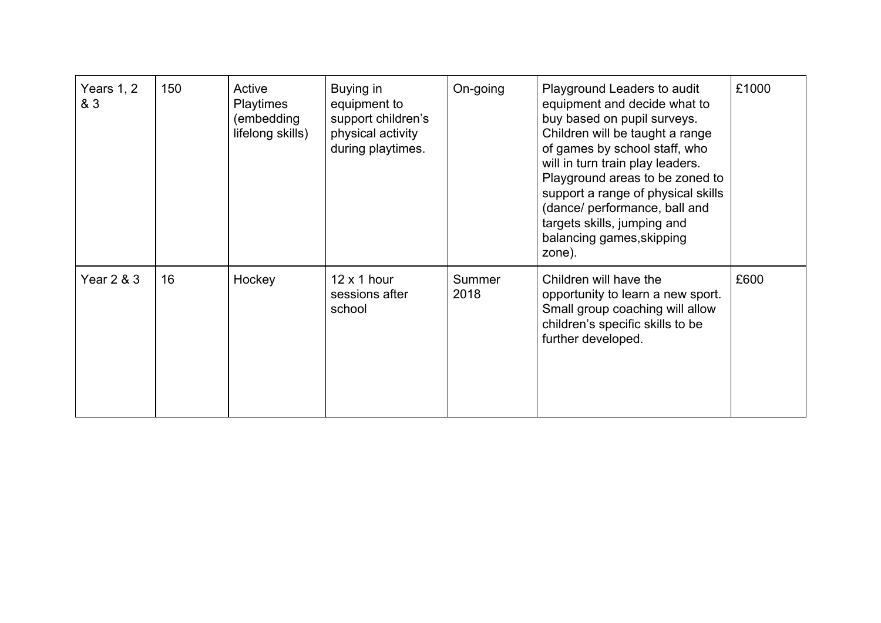| | | | | | | |
|---|---|---|---|---|---|---|
| Years 1, 2 & 3 | 150 | Active Playtimes (embedding lifelong skills) | Buying in equipment to support children's physical activity during playtimes. | On-going | Playground Leaders to audit equipment and decide what to buy based on pupil surveys. Children will be taught a range of games by school staff, who will in turn train play leaders. Playground areas to be zoned to support a range of physical skills (dance/ performance, ball and targets skills, jumping and balancing games,skipping zone). | £1000 |
| Year 2 & 3 | 16 | Hockey | 12 x 1 hour sessions after school | Summer 2018 | Children will have the opportunity to learn a new sport. Small group coaching will allow children's specific skills to be further developed. | £600 |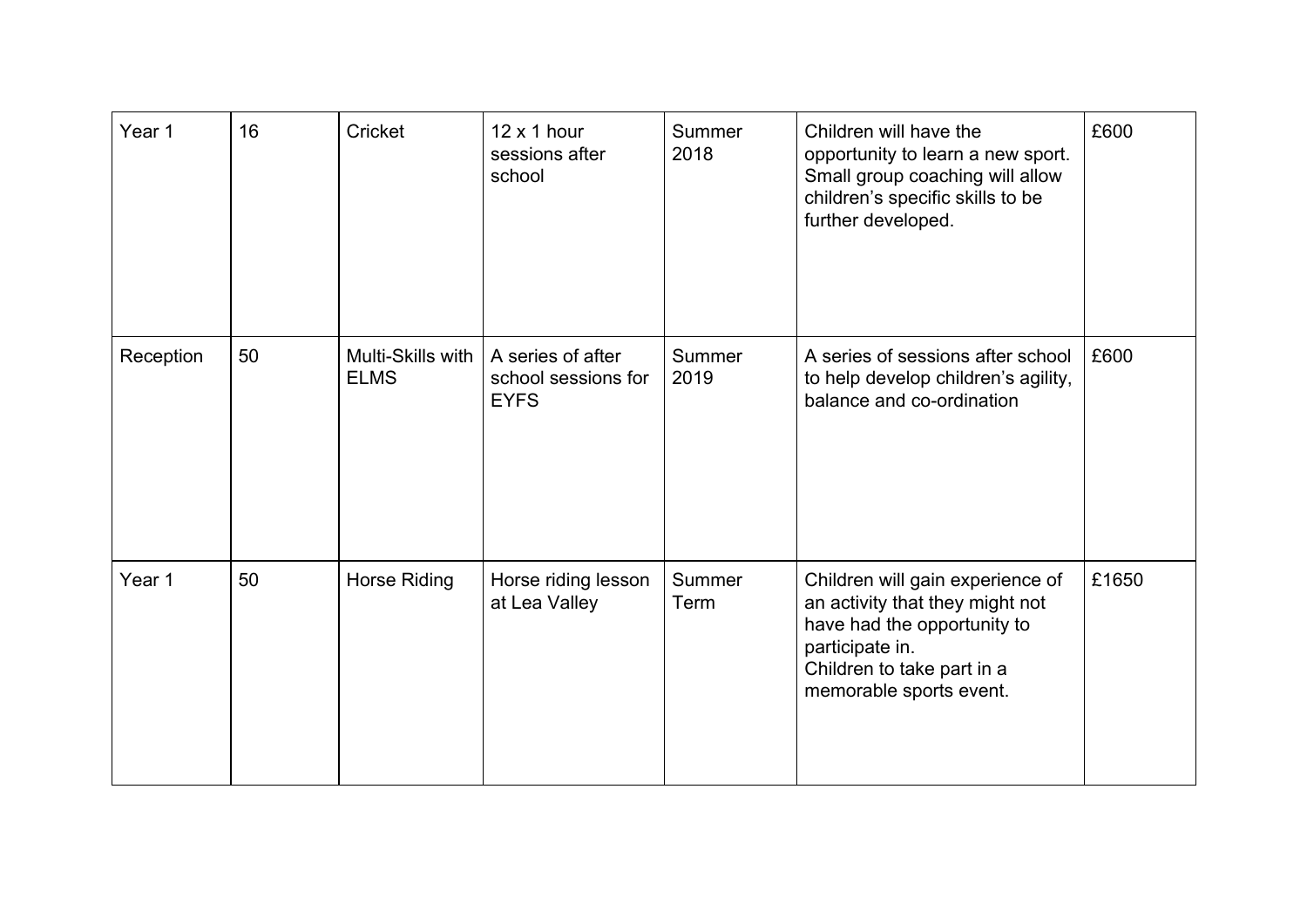| | | | | | | |
|---|---|---|---|---|---|---|
| Year 1 | 16 | Cricket | 12 x 1 hour sessions after school | Summer 2018 | Children will have the opportunity to learn a new sport. Small group coaching will allow children's specific skills to be further developed. | £600 |
| Reception | 50 | Multi-Skills with ELMS | A series of after school sessions for EYFS | Summer 2019 | A series of sessions after school to help develop children's agility, balance and co-ordination | £600 |
| Year 1 | 50 | Horse Riding | Horse riding lesson at Lea Valley | Summer Term | Children will gain experience of an activity that they might not have had the opportunity to participate in.<br>Children to take part in a memorable sports event. | £1650 |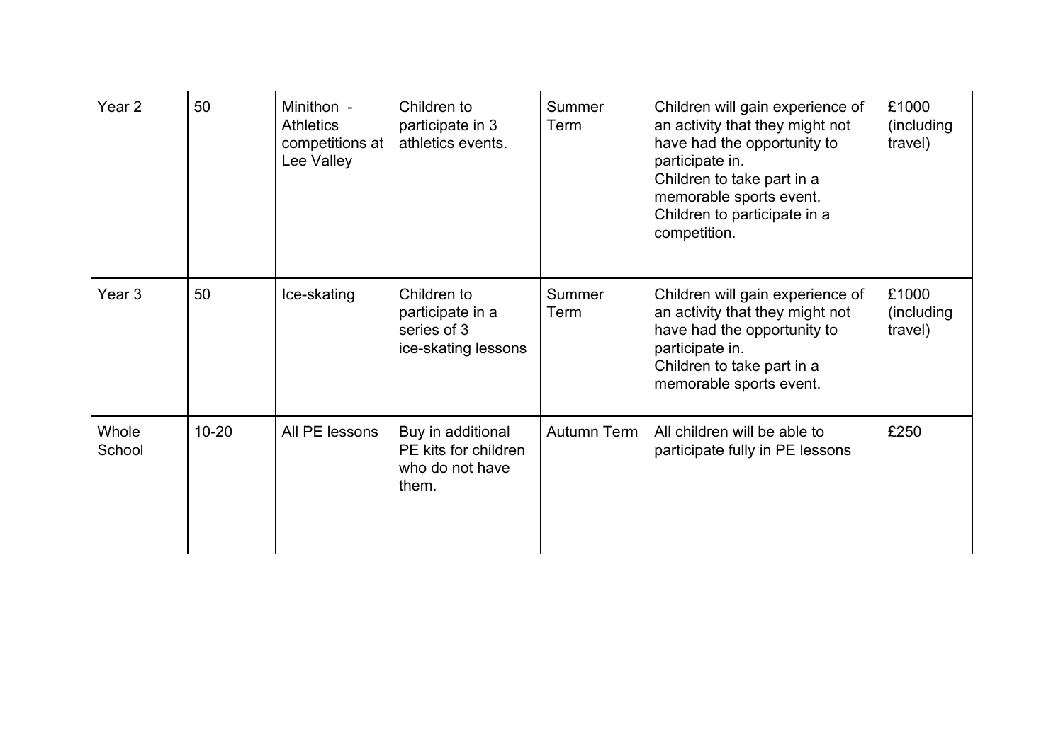| Year 2 | 50 | Minithon - Athletics competitions at Lee Valley | Children to participate in 3 athletics events. | Summer Term | Children will gain experience of an activity that they might not have had the opportunity to participate in.<br>Children to take part in a memorable sports event.<br>Children to participate in a competition. | £1000 (including travel) |
|---|---|---|---|---|---|---|
| Year 3 | 50 | Ice-skating | Children to participate in a series of 3 ice-skating lessons | Summer Term | Children will gain experience of an activity that they might not have had the opportunity to participate in.<br>Children to take part in a memorable sports event. | £1000 (including travel) |
| Whole School | 10-20 | All PE lessons | Buy in additional PE kits for children who do not have them. | Autumn Term | All children will be able to participate fully in PE lessons | £250 |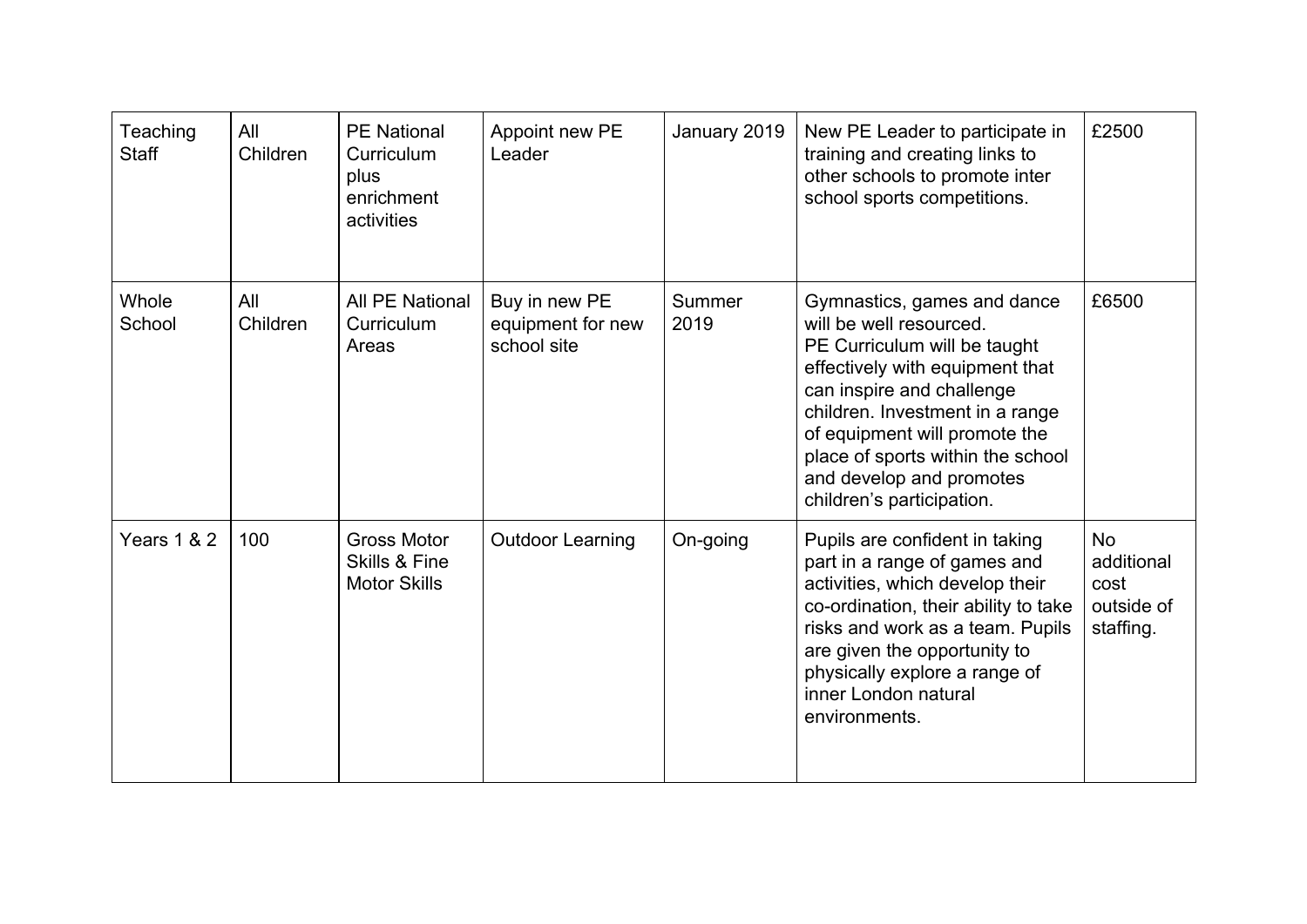| Teaching Staff | All Children | PE National Curriculum plus enrichment activities | Appoint new PE Leader | January 2019 | New PE Leader to participate in training and creating links to other schools to promote inter school sports competitions. | £2500 |
|---|---|---|---|---|---|---|
| Whole School | All Children | All PE National Curriculum Areas | Buy in new PE equipment for new school site | Summer 2019 | Gymnastics, games and dance will be well resourced.<br>PE Curriculum will be taught effectively with equipment that can inspire and challenge children. Investment in a range of equipment will promote the place of sports within the school and develop and promotes children's participation. | £6500 |
| Years 1 & 2 | 100 | Gross Motor Skills & Fine Motor Skills | Outdoor Learning | On-going | Pupils are confident in taking part in a range of games and activities, which develop their co-ordination, their ability to take risks and work as a team. Pupils are given the opportunity to physically explore a range of inner London natural environments. | No additional cost outside of staffing. |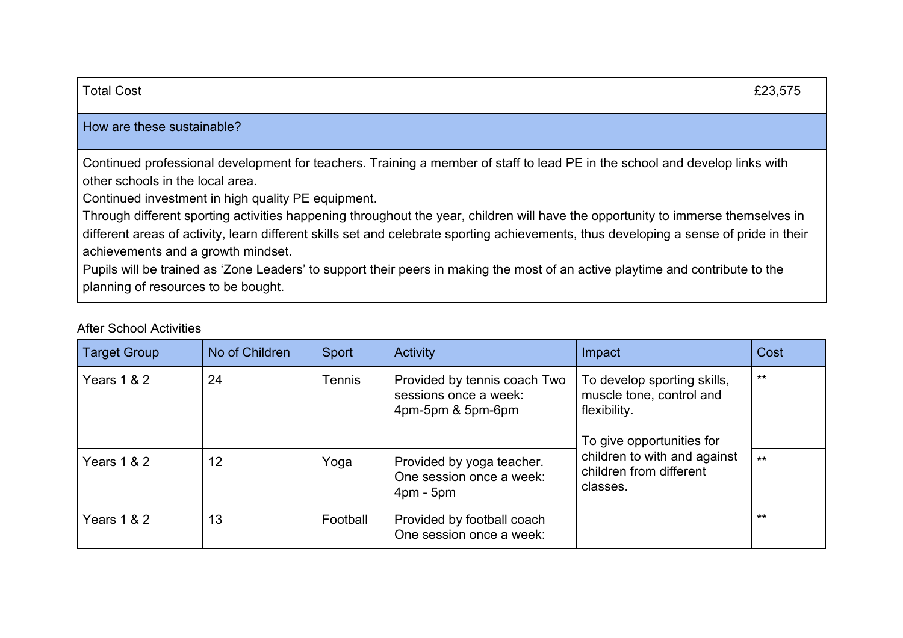| Total Cost | £23,575 |
|---|---|
| **How are these sustainable?** | |
| Continued professional development for teachers. Training a member of staff to lead PE in the school and develop links with other schools in the local area.<br>Continued investment in high quality PE equipment.<br>Through different sporting activities happening throughout the year, children will have the opportunity to immerse themselves in different areas of activity, learn different skills set and celebrate sporting achievements, thus developing a sense of pride in their achievements and a growth mindset.<br>Pupils will be trained as 'Zone Leaders' to support their peers in making the most of an active playtime and contribute to the planning of resources to be bought. | |

After School Activities

| Target Group | No of Children | Sport | Activity | Impact | Cost |
|---|---|---|---|---|---|
| Years 1 & 2 | 24 | Tennis | Provided by tennis coach Two sessions once a week: 4pm-5pm & 5pm-6pm | To develop sporting skills, muscle tone, control and flexibility.<br><br>To give opportunities for children to with and against children from different classes. | ** |
| Years 1 & 2 | 12 | Yoga | Provided by yoga teacher. One session once a week: 4pm - 5pm | | ** |
| Years 1 & 2 | 13 | Football | Provided by football coach One session once a week: | | ** |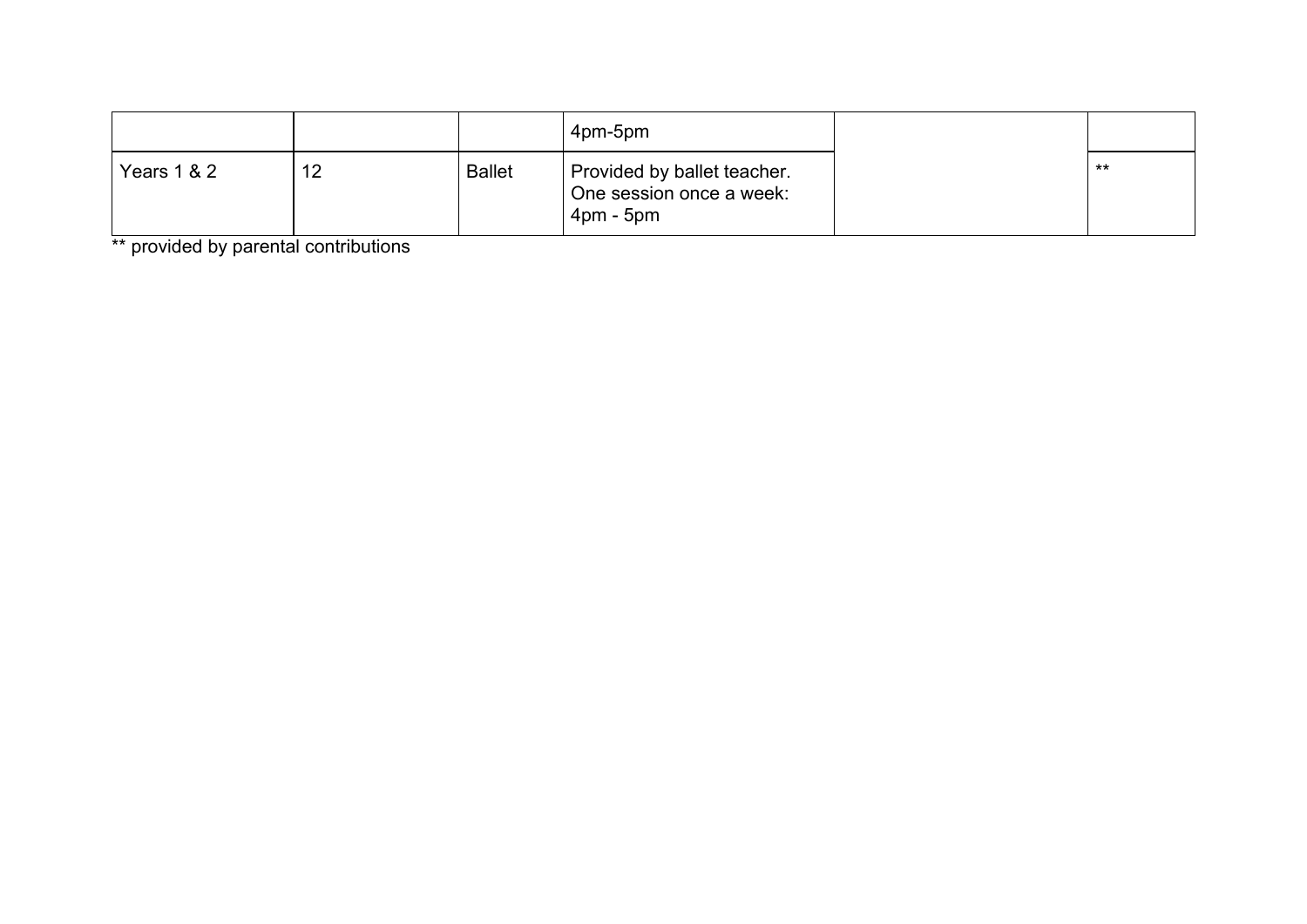| | | | | | |
|---|---|---|---|---|---|
| | | | 4pm-5pm | | |
| Years 1 & 2 | 12 | Ballet | Provided by ballet teacher. One session once a week: 4pm - 5pm | | ** |

** provided by parental contributions